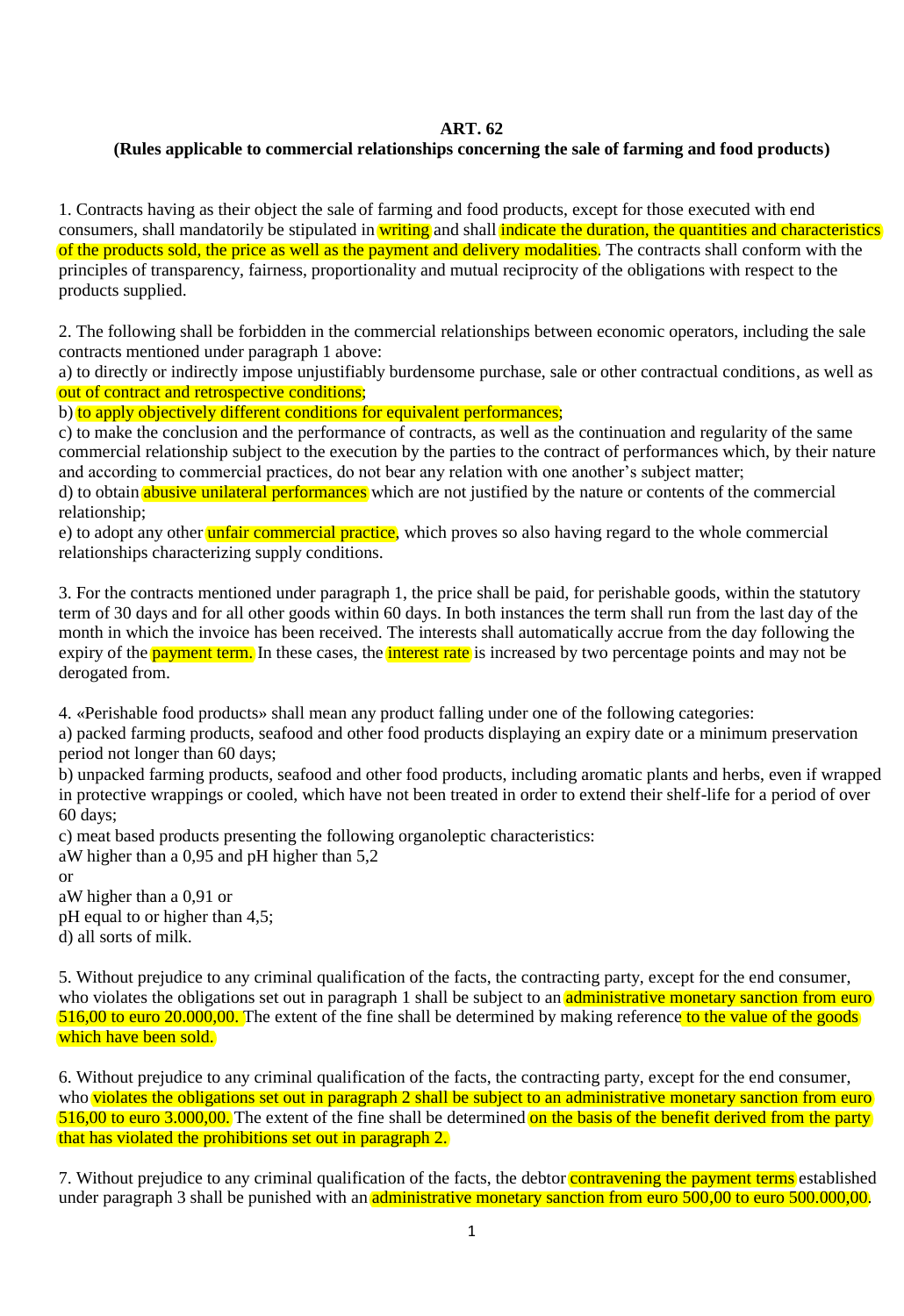**ART. 62**

**(Rules applicable to commercial relationships concerning the sale of farming and food products)**

1. Contracts having as their object the sale of farming and food products, except for those executed with end consumers, shall mandatorily be stipulated in writing and shall indicate the duration, the quantities and characteristics of the products sold, the price as well as the payment and delivery modalities. The contracts shall conform with the principles of transparency, fairness, proportionality and mutual reciprocity of the obligations with respect to the products supplied.

2. The following shall be forbidden in the commercial relationships between economic operators, including the sale contracts mentioned under paragraph 1 above:

a) to directly or indirectly impose unjustifiably burdensome purchase, sale or other contractual conditions, as well as out of contract and retrospective conditions;

b) to apply objectively different conditions for equivalent performances;

c) to make the conclusion and the performance of contracts, as well as the continuation and regularity of the same commercial relationship subject to the execution by the parties to the contract of performances which, by their nature and according to commercial practices, do not bear any relation with one another's subject matter;

d) to obtain abusive unilateral performances which are not justified by the nature or contents of the commercial relationship;

e) to adopt any other unfair commercial practice, which proves so also having regard to the whole commercial relationships characterizing supply conditions.

3. For the contracts mentioned under paragraph 1, the price shall be paid, for perishable goods, within the statutory term of 30 days and for all other goods within 60 days. In both instances the term shall run from the last day of the month in which the invoice has been received. The interests shall automatically accrue from the day following the expiry of the payment term. In these cases, the interest rate is increased by two percentage points and may not be derogated from.

4. «Perishable food products» shall mean any product falling under one of the following categories:

a) packed farming products, seafood and other food products displaying an expiry date or a minimum preservation period not longer than 60 days;

b) unpacked farming products, seafood and other food products, including aromatic plants and herbs, even if wrapped in protective wrappings or cooled, which have not been treated in order to extend their shelf-life for a period of over 60 days;

c) meat based products presenting the following organoleptic characteristics:

aW higher than a 0,95 and pH higher than 5,2

or

aW higher than a 0,91 or

pH equal to or higher than 4,5;

d) all sorts of milk.

5. Without prejudice to any criminal qualification of the facts, the contracting party, except for the end consumer, who violates the obligations set out in paragraph 1 shall be subject to an administrative monetary sanction from euro 516,00 to euro 20.000,00. The extent of the fine shall be determined by making reference to the value of the goods which have been sold.

6. Without prejudice to any criminal qualification of the facts, the contracting party, except for the end consumer, who violates the obligations set out in paragraph 2 shall be subject to an administrative monetary sanction from euro 516,00 to euro 3.000,00. The extent of the fine shall be determined on the basis of the benefit derived from the party that has violated the prohibitions set out in paragraph 2.

7. Without prejudice to any criminal qualification of the facts, the debtor contravening the payment terms established under paragraph 3 shall be punished with an administrative monetary sanction from euro 500,00 to euro 500.000,00.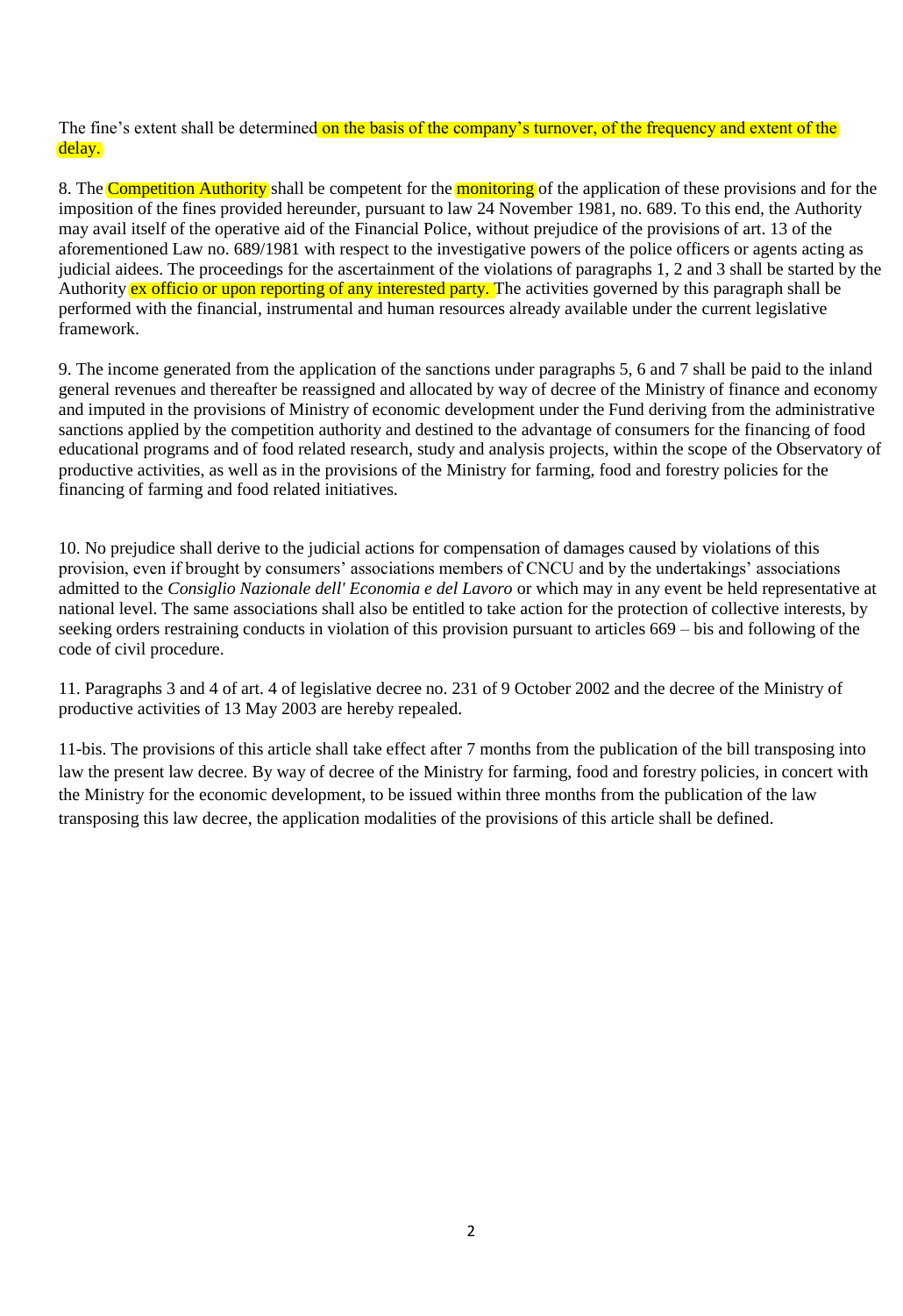The fine's extent shall be determined on the basis of the company's turnover, of the frequency and extent of the delay.

8. The Competition Authority shall be competent for the monitoring of the application of these provisions and for the imposition of the fines provided hereunder, pursuant to law 24 November 1981, no. 689. To this end, the Authority may avail itself of the operative aid of the Financial Police, without prejudice of the provisions of art. 13 of the aforementioned Law no. 689/1981 with respect to the investigative powers of the police officers or agents acting as judicial aidees. The proceedings for the ascertainment of the violations of paragraphs 1, 2 and 3 shall be started by the Authority ex officio or upon reporting of any interested party. The activities governed by this paragraph shall be performed with the financial, instrumental and human resources already available under the current legislative framework.

9. The income generated from the application of the sanctions under paragraphs 5, 6 and 7 shall be paid to the inland general revenues and thereafter be reassigned and allocated by way of decree of the Ministry of finance and economy and imputed in the provisions of Ministry of economic development under the Fund deriving from the administrative sanctions applied by the competition authority and destined to the advantage of consumers for the financing of food educational programs and of food related research, study and analysis projects, within the scope of the Observatory of productive activities, as well as in the provisions of the Ministry for farming, food and forestry policies for the financing of farming and food related initiatives.

10. No prejudice shall derive to the judicial actions for compensation of damages caused by violations of this provision, even if brought by consumers' associations members of CNCU and by the undertakings' associations admitted to the *Consiglio Nazionale dell' Economia e del Lavoro* or which may in any event be held representative at national level. The same associations shall also be entitled to take action for the protection of collective interests, by seeking orders restraining conducts in violation of this provision pursuant to articles 669 – bis and following of the code of civil procedure.

11. Paragraphs 3 and 4 of art. 4 of legislative decree no. 231 of 9 October 2002 and the decree of the Ministry of productive activities of 13 May 2003 are hereby repealed.

11-bis. The provisions of this article shall take effect after 7 months from the publication of the bill transposing into law the present law decree. By way of decree of the Ministry for farming, food and forestry policies, in concert with the Ministry for the economic development, to be issued within three months from the publication of the law transposing this law decree, the application modalities of the provisions of this article shall be defined.